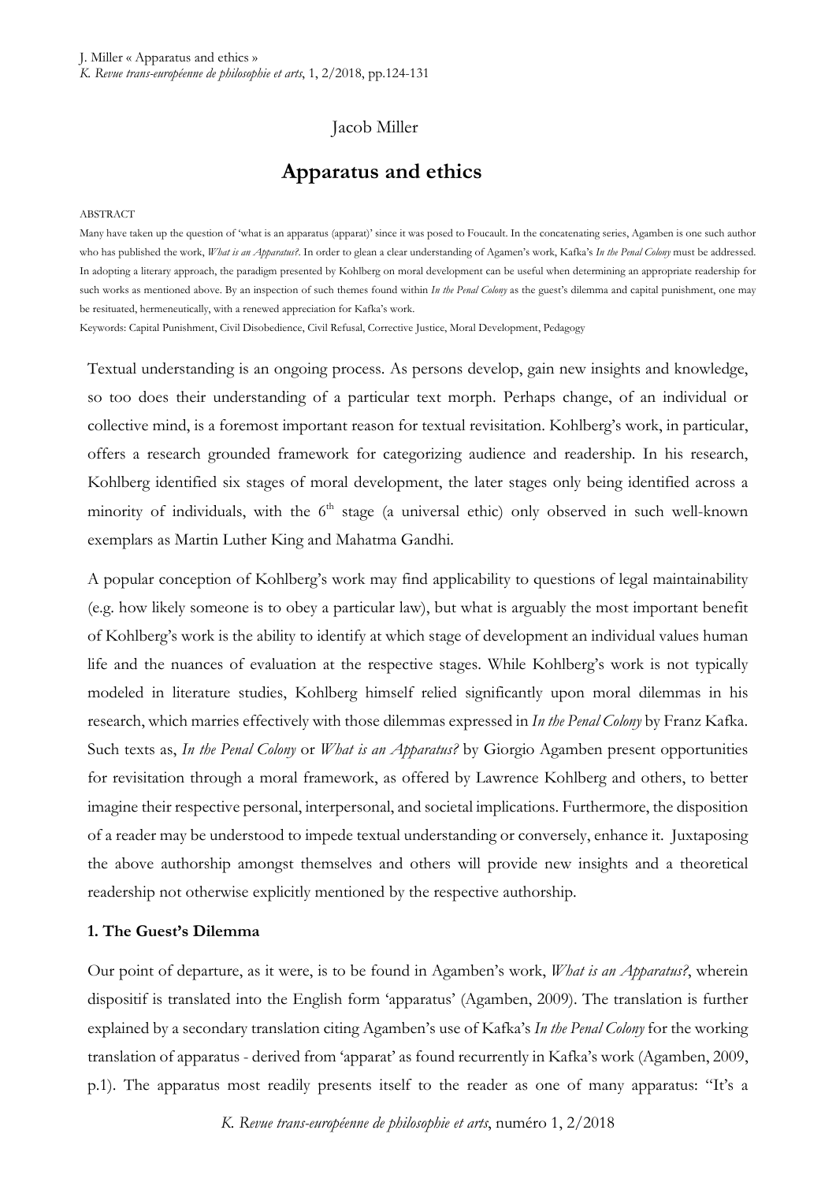# Jacob Miller

## Apparatus and ethics

ABSTRACT

Many have taken up the question of 'what is an apparatus (apparat)' since it was posed to Foucault. In the concatenating series, Agamben is one such author who has published the work, *What is an Apparatus?*. In order to glean a clear understanding of Agamen's work, Kafka's *In the Penal Colony* must be addressed. In adopting a literary approach, the paradigm presented by Kohlberg on moral development can be useful when determining an appropriate readership for such works as mentioned above. By an inspection of such themes found within *In the Penal Colony* as the guest's dilemma and capital punishment, one may be resituated, hermeneutically, with a renewed appreciation for Kafka's work.

Keywords: Capital Punishment, Civil Disobedience, Civil Refusal, Corrective Justice, Moral Development, Pedagogy

Textual understanding is an ongoing process. As persons develop, gain new insights and knowledge, so too does their understanding of a particular text morph. Perhaps change, of an individual or collective mind, is a foremost important reason for textual revisitation. Kohlberg's work, in particular, offers a research grounded framework for categorizing audience and readership. In his research, Kohlberg identified six stages of moral development, the later stages only being identified across a minority of individuals, with the 6th stage (a universal ethic) only observed in such well-known exemplars as Martin Luther King and Mahatma Gandhi.

A popular conception of Kohlberg's work may find applicability to questions of legal maintainability (e.g. how likely someone is to obey a particular law), but what is arguably the most important benefit of Kohlberg's work is the ability to identify at which stage of development an individual values human life and the nuances of evaluation at the respective stages. While Kohlberg's work is not typically modeled in literature studies, Kohlberg himself relied significantly upon moral dilemmas in his research, which marries effectively with those dilemmas expressed in *In the Penal Colony* by Franz Kafka. Such texts as, *In the Penal Colony* or *What is an Apparatus?* by Giorgio Agamben present opportunities for revisitation through a moral framework, as offered by Lawrence Kohlberg and others, to better imagine their respective personal, interpersonal, and societal implications. Furthermore, the disposition of a reader may be understood to impede textual understanding or conversely, enhance it. Juxtaposing the above authorship amongst themselves and others will provide new insights and a theoretical readership not otherwise explicitly mentioned by the respective authorship.

### 1. The Guest's Dilemma

Our point of departure, as it were, is to be found in Agamben's work, *What is an Apparatus?*, wherein dispositif is translated into the English form 'apparatus' (Agamben, 2009). The translation is further explained by a secondary translation citing Agamben's use of Kafka's *In the Penal Colony* for the working translation of apparatus - derived from 'apparat' as found recurrently in Kafka's work (Agamben, 2009, p.1). The apparatus most readily presents itself to the reader as one of many apparatus: "It's a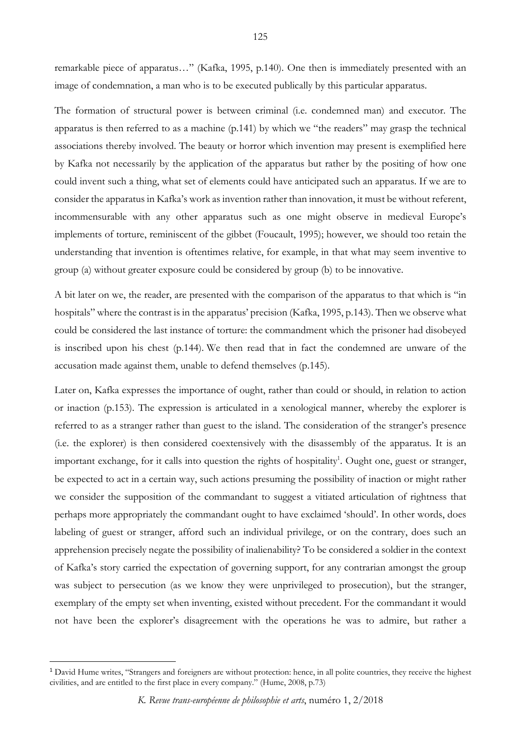remarkable piece of apparatus…" (Kafka, 1995, p.140). One then is immediately presented with an image of condemnation, a man who is to be executed publically by this particular apparatus.

The formation of structural power is between criminal (i.e. condemned man) and executor. The apparatus is then referred to as a machine (p.141) by which we "the readers" may grasp the technical associations thereby involved. The beauty or horror which invention may present is exemplified here by Kafka not necessarily by the application of the apparatus but rather by the positing of how one could invent such a thing, what set of elements could have anticipated such an apparatus. If we are to consider the apparatus in Kafka's work as invention rather than innovation, it must be without referent, incommensurable with any other apparatus such as one might observe in medieval Europe's implements of torture, reminiscent of the gibbet (Foucault, 1995); however, we should too retain the understanding that invention is oftentimes relative, for example, in that what may seem inventive to group (a) without greater exposure could be considered by group (b) to be innovative.

A bit later on we, the reader, are presented with the comparison of the apparatus to that which is "in hospitals" where the contrast is in the apparatus' precision (Kafka, 1995, p.143). Then we observe what could be considered the last instance of torture: the commandment which the prisoner had disobeyed is inscribed upon his chest (p.144). We then read that in fact the condemned are unware of the accusation made against them, unable to defend themselves (p.145).

Later on, Kafka expresses the importance of ought, rather than could or should, in relation to action or inaction (p.153). The expression is articulated in a xenological manner, whereby the explorer is referred to as a stranger rather than guest to the island. The consideration of the stranger's presence (i.e. the explorer) is then considered coextensively with the disassembly of the apparatus. It is an important exchange, for it calls into question the rights of hospitality[1]. Ought one, guest or stranger, be expected to act in a certain way, such actions presuming the possibility of inaction or might rather we consider the supposition of the commandant to suggest a vitiated articulation of rightness that perhaps more appropriately the commandant ought to have exclaimed 'should'. In other words, does labeling of guest or stranger, afford such an individual privilege, or on the contrary, does such an apprehension precisely negate the possibility of inalienability? To be considered a soldier in the context of Kafka's story carried the expectation of governing support, for any contrarian amongst the group was subject to persecution (as we know they were unprivileged to prosecution), but the stranger, exemplary of the empty set when inventing, existed without precedent. For the commandant it would not have been the explorer's disagreement with the operations he was to admire, but rather a

[1] David Hume writes, "Strangers and foreigners are without protection: hence, in all polite countries, they receive the highest civilities, and are entitled to the first place in every company." (Hume, 2008, p.73)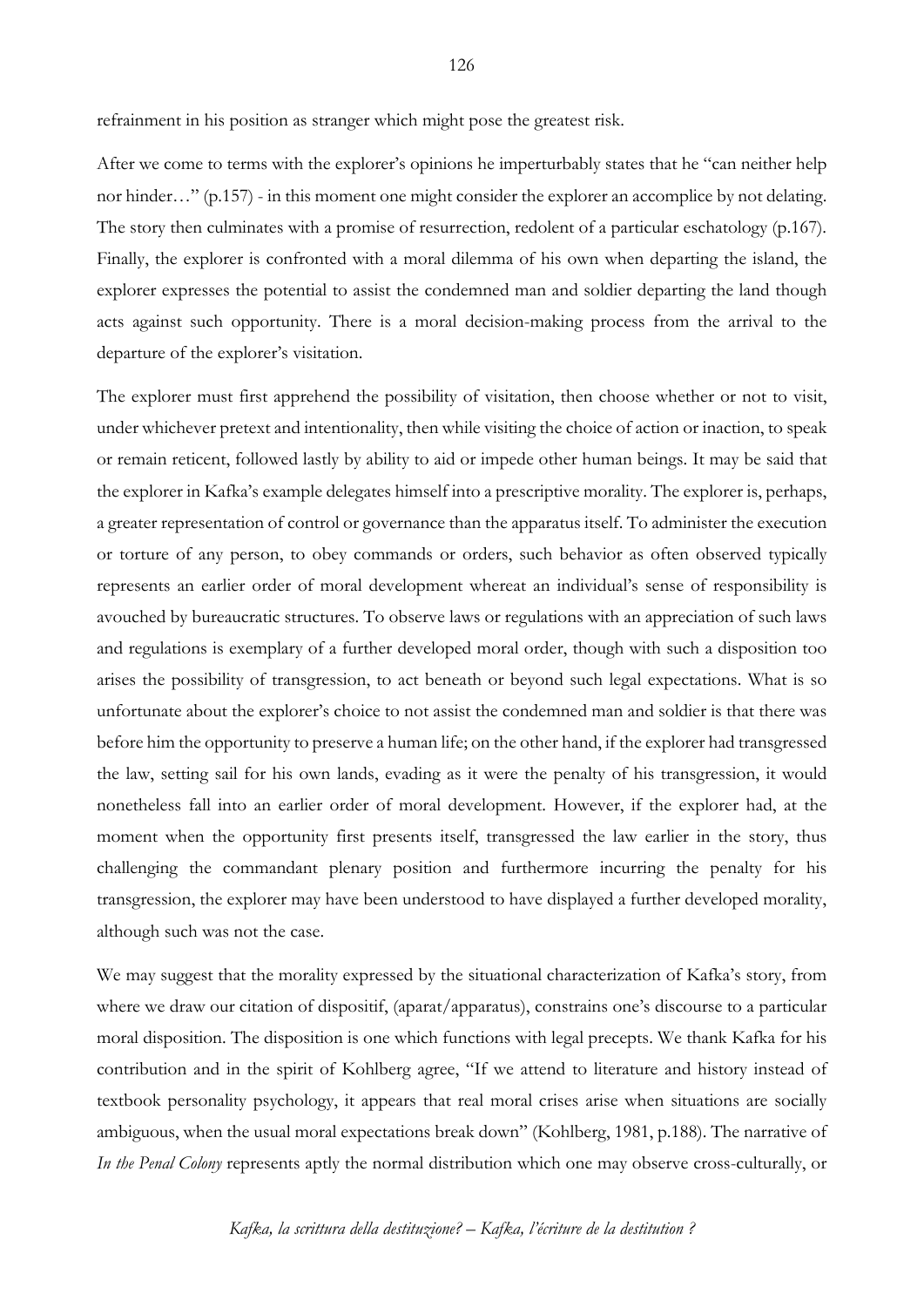refrainment in his position as stranger which might pose the greatest risk.

After we come to terms with the explorer's opinions he imperturbably states that he "can neither help nor hinder…" (p.157) - in this moment one might consider the explorer an accomplice by not delating. The story then culminates with a promise of resurrection, redolent of a particular eschatology (p.167). Finally, the explorer is confronted with a moral dilemma of his own when departing the island, the explorer expresses the potential to assist the condemned man and soldier departing the land though acts against such opportunity. There is a moral decision-making process from the arrival to the departure of the explorer's visitation.

The explorer must first apprehend the possibility of visitation, then choose whether or not to visit, under whichever pretext and intentionality, then while visiting the choice of action or inaction, to speak or remain reticent, followed lastly by ability to aid or impede other human beings. It may be said that the explorer in Kafka's example delegates himself into a prescriptive morality. The explorer is, perhaps, a greater representation of control or governance than the apparatus itself. To administer the execution or torture of any person, to obey commands or orders, such behavior as often observed typically represents an earlier order of moral development whereat an individual's sense of responsibility is avouched by bureaucratic structures. To observe laws or regulations with an appreciation of such laws and regulations is exemplary of a further developed moral order, though with such a disposition too arises the possibility of transgression, to act beneath or beyond such legal expectations. What is so unfortunate about the explorer's choice to not assist the condemned man and soldier is that there was before him the opportunity to preserve a human life; on the other hand, if the explorer had transgressed the law, setting sail for his own lands, evading as it were the penalty of his transgression, it would nonetheless fall into an earlier order of moral development. However, if the explorer had, at the moment when the opportunity first presents itself, transgressed the law earlier in the story, thus challenging the commandant plenary position and furthermore incurring the penalty for his transgression, the explorer may have been understood to have displayed a further developed morality, although such was not the case.

We may suggest that the morality expressed by the situational characterization of Kafka's story, from where we draw our citation of dispositif, (aparat/apparatus), constrains one's discourse to a particular moral disposition. The disposition is one which functions with legal precepts. We thank Kafka for his contribution and in the spirit of Kohlberg agree, "If we attend to literature and history instead of textbook personality psychology, it appears that real moral crises arise when situations are socially ambiguous, when the usual moral expectations break down" (Kohlberg, 1981, p.188). The narrative of *In the Penal Colony* represents aptly the normal distribution which one may observe cross-culturally, or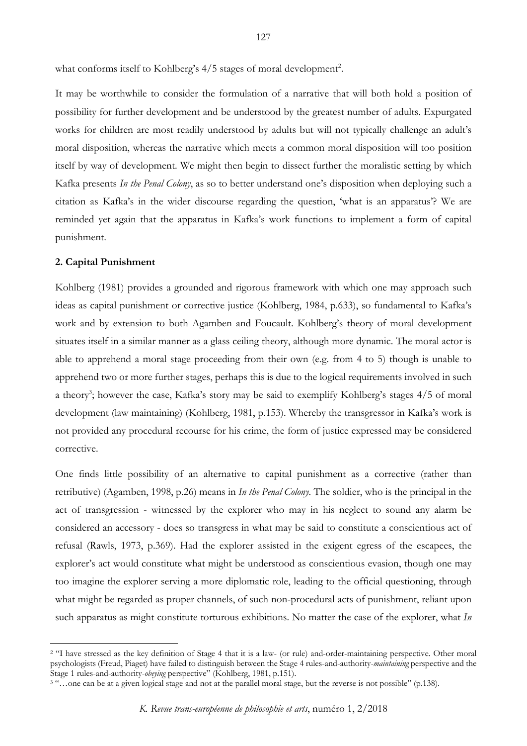what conforms itself to Kohlberg's 4/5 stages of moral development[2].

It may be worthwhile to consider the formulation of a narrative that will both hold a position of possibility for further development and be understood by the greatest number of adults. Expurgated works for children are most readily understood by adults but will not typically challenge an adult's moral disposition, whereas the narrative which meets a common moral disposition will too position itself by way of development. We might then begin to dissect further the moralistic setting by which Kafka presents *In the Penal Colony*, as so to better understand one's disposition when deploying such a citation as Kafka's in the wider discourse regarding the question, 'what is an apparatus'? We are reminded yet again that the apparatus in Kafka's work functions to implement a form of capital punishment.

**2. Capital Punishment**

Kohlberg (1981) provides a grounded and rigorous framework with which one may approach such ideas as capital punishment or corrective justice (Kohlberg, 1984, p.633), so fundamental to Kafka's work and by extension to both Agamben and Foucault. Kohlberg's theory of moral development situates itself in a similar manner as a glass ceiling theory, although more dynamic. The moral actor is able to apprehend a moral stage proceeding from their own (e.g. from 4 to 5) though is unable to apprehend two or more further stages, perhaps this is due to the logical requirements involved in such a theory[3]; however the case, Kafka's story may be said to exemplify Kohlberg's stages 4/5 of moral development (law maintaining) (Kohlberg, 1981, p.153). Whereby the transgressor in Kafka's work is not provided any procedural recourse for his crime, the form of justice expressed may be considered corrective.

One finds little possibility of an alternative to capital punishment as a corrective (rather than retributive) (Agamben, 1998, p.26) means in *In the Penal Colony*. The soldier, who is the principal in the act of transgression - witnessed by the explorer who may in his neglect to sound any alarm be considered an accessory - does so transgress in what may be said to constitute a conscientious act of refusal (Rawls, 1973, p.369). Had the explorer assisted in the exigent egress of the escapees, the explorer's act would constitute what might be understood as conscientious evasion, though one may too imagine the explorer serving a more diplomatic role, leading to the official questioning, through what might be regarded as proper channels, of such non-procedural acts of punishment, reliant upon such apparatus as might constitute torturous exhibitions. No matter the case of the explorer, what *In*

---

[2] "I have stressed as the key definition of Stage 4 that it is a law- (or rule) and-order-maintaining perspective. Other moral psychologists (Freud, Piaget) have failed to distinguish between the Stage 4 rules-and-authority-*maintaining* perspective and the Stage 1 rules-and-authority-*obeying* perspective" (Kohlberg, 1981, p.151).

[3] "…one can be at a given logical stage and not at the parallel moral stage, but the reverse is not possible" (p.138).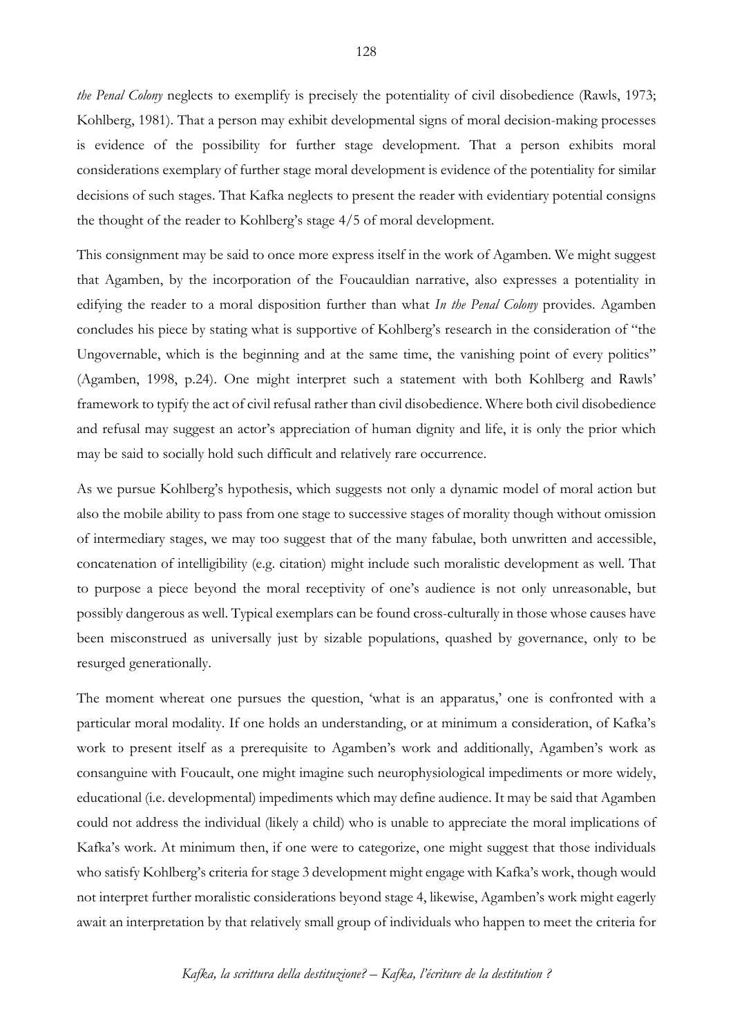*the Penal Colony* neglects to exemplify is precisely the potentiality of civil disobedience (Rawls, 1973; Kohlberg, 1981). That a person may exhibit developmental signs of moral decision-making processes is evidence of the possibility for further stage development. That a person exhibits moral considerations exemplary of further stage moral development is evidence of the potentiality for similar decisions of such stages. That Kafka neglects to present the reader with evidentiary potential consigns the thought of the reader to Kohlberg's stage 4/5 of moral development.

This consignment may be said to once more express itself in the work of Agamben. We might suggest that Agamben, by the incorporation of the Foucauldian narrative, also expresses a potentiality in edifying the reader to a moral disposition further than what *In the Penal Colony* provides. Agamben concludes his piece by stating what is supportive of Kohlberg's research in the consideration of "the Ungovernable, which is the beginning and at the same time, the vanishing point of every politics" (Agamben, 1998, p.24). One might interpret such a statement with both Kohlberg and Rawls' framework to typify the act of civil refusal rather than civil disobedience. Where both civil disobedience and refusal may suggest an actor's appreciation of human dignity and life, it is only the prior which may be said to socially hold such difficult and relatively rare occurrence.

As we pursue Kohlberg's hypothesis, which suggests not only a dynamic model of moral action but also the mobile ability to pass from one stage to successive stages of morality though without omission of intermediary stages, we may too suggest that of the many fabulae, both unwritten and accessible, concatenation of intelligibility (e.g. citation) might include such moralistic development as well. That to purpose a piece beyond the moral receptivity of one's audience is not only unreasonable, but possibly dangerous as well. Typical exemplars can be found cross-culturally in those whose causes have been misconstrued as universally just by sizable populations, quashed by governance, only to be resurged generationally.

The moment whereat one pursues the question, 'what is an apparatus,' one is confronted with a particular moral modality. If one holds an understanding, or at minimum a consideration, of Kafka's work to present itself as a prerequisite to Agamben's work and additionally, Agamben's work as consanguine with Foucault, one might imagine such neurophysiological impediments or more widely, educational (i.e. developmental) impediments which may define audience. It may be said that Agamben could not address the individual (likely a child) who is unable to appreciate the moral implications of Kafka's work. At minimum then, if one were to categorize, one might suggest that those individuals who satisfy Kohlberg's criteria for stage 3 development might engage with Kafka's work, though would not interpret further moralistic considerations beyond stage 4, likewise, Agamben's work might eagerly await an interpretation by that relatively small group of individuals who happen to meet the criteria for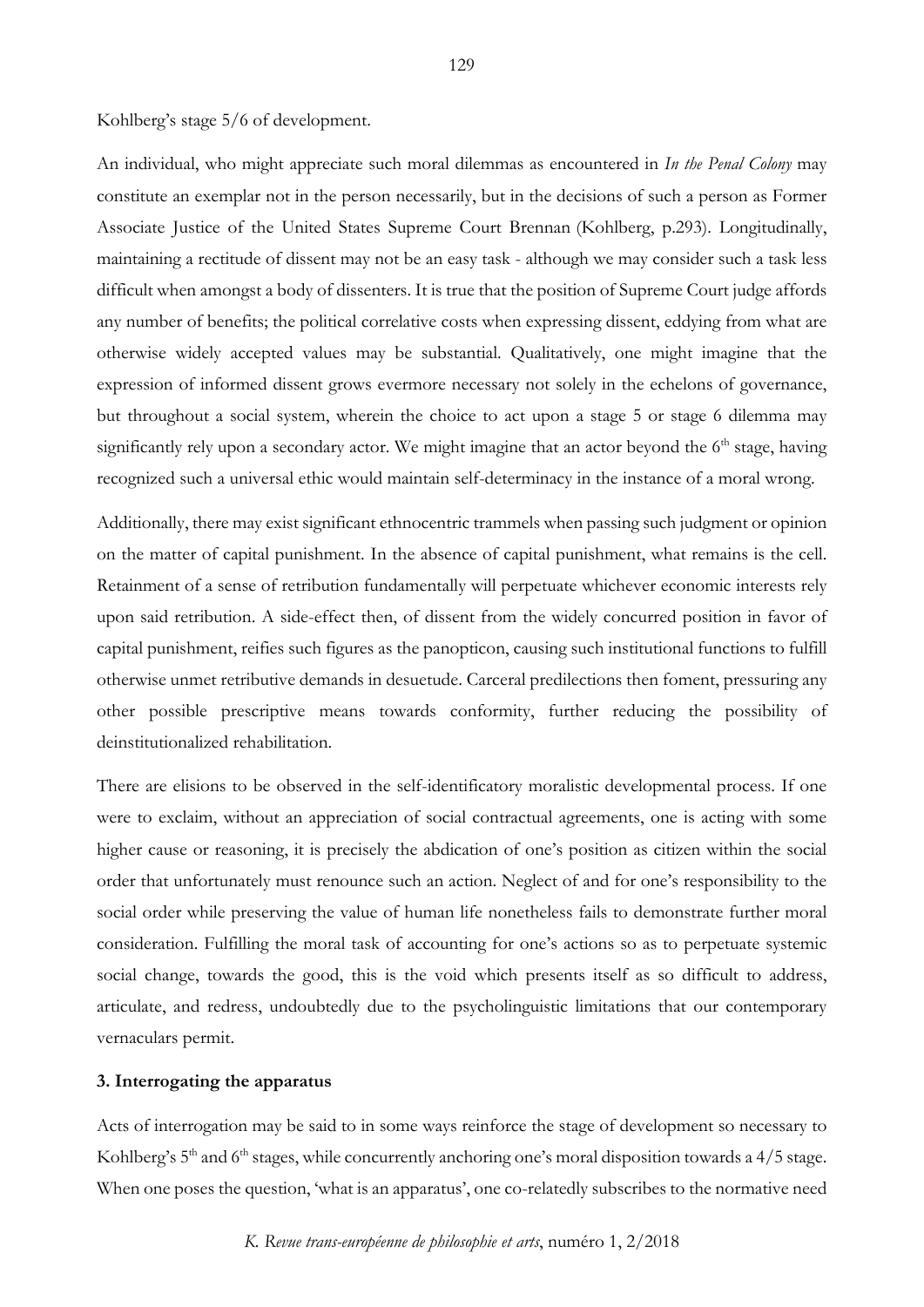Kohlberg's stage 5/6 of development.

An individual, who might appreciate such moral dilemmas as encountered in *In the Penal Colony* may constitute an exemplar not in the person necessarily, but in the decisions of such a person as Former Associate Justice of the United States Supreme Court Brennan (Kohlberg, p.293). Longitudinally, maintaining a rectitude of dissent may not be an easy task - although we may consider such a task less difficult when amongst a body of dissenters. It is true that the position of Supreme Court judge affords any number of benefits; the political correlative costs when expressing dissent, eddying from what are otherwise widely accepted values may be substantial. Qualitatively, one might imagine that the expression of informed dissent grows evermore necessary not solely in the echelons of governance, but throughout a social system, wherein the choice to act upon a stage 5 or stage 6 dilemma may significantly rely upon a secondary actor. We might imagine that an actor beyond the 6th stage, having recognized such a universal ethic would maintain self-determinacy in the instance of a moral wrong.

Additionally, there may exist significant ethnocentric trammels when passing such judgment or opinion on the matter of capital punishment. In the absence of capital punishment, what remains is the cell. Retainment of a sense of retribution fundamentally will perpetuate whichever economic interests rely upon said retribution. A side-effect then, of dissent from the widely concurred position in favor of capital punishment, reifies such figures as the panopticon, causing such institutional functions to fulfill otherwise unmet retributive demands in desuetude. Carceral predilections then foment, pressuring any other possible prescriptive means towards conformity, further reducing the possibility of deinstitutionalized rehabilitation.

There are elisions to be observed in the self-identificatory moralistic developmental process. If one were to exclaim, without an appreciation of social contractual agreements, one is acting with some higher cause or reasoning, it is precisely the abdication of one's position as citizen within the social order that unfortunately must renounce such an action. Neglect of and for one's responsibility to the social order while preserving the value of human life nonetheless fails to demonstrate further moral consideration. Fulfilling the moral task of accounting for one's actions so as to perpetuate systemic social change, towards the good, this is the void which presents itself as so difficult to address, articulate, and redress, undoubtedly due to the psycholinguistic limitations that our contemporary vernaculars permit.

### 3. Interrogating the apparatus

Acts of interrogation may be said to in some ways reinforce the stage of development so necessary to Kohlberg's 5th and 6th stages, while concurrently anchoring one's moral disposition towards a 4/5 stage. When one poses the question, 'what is an apparatus', one co-relatedly subscribes to the normative need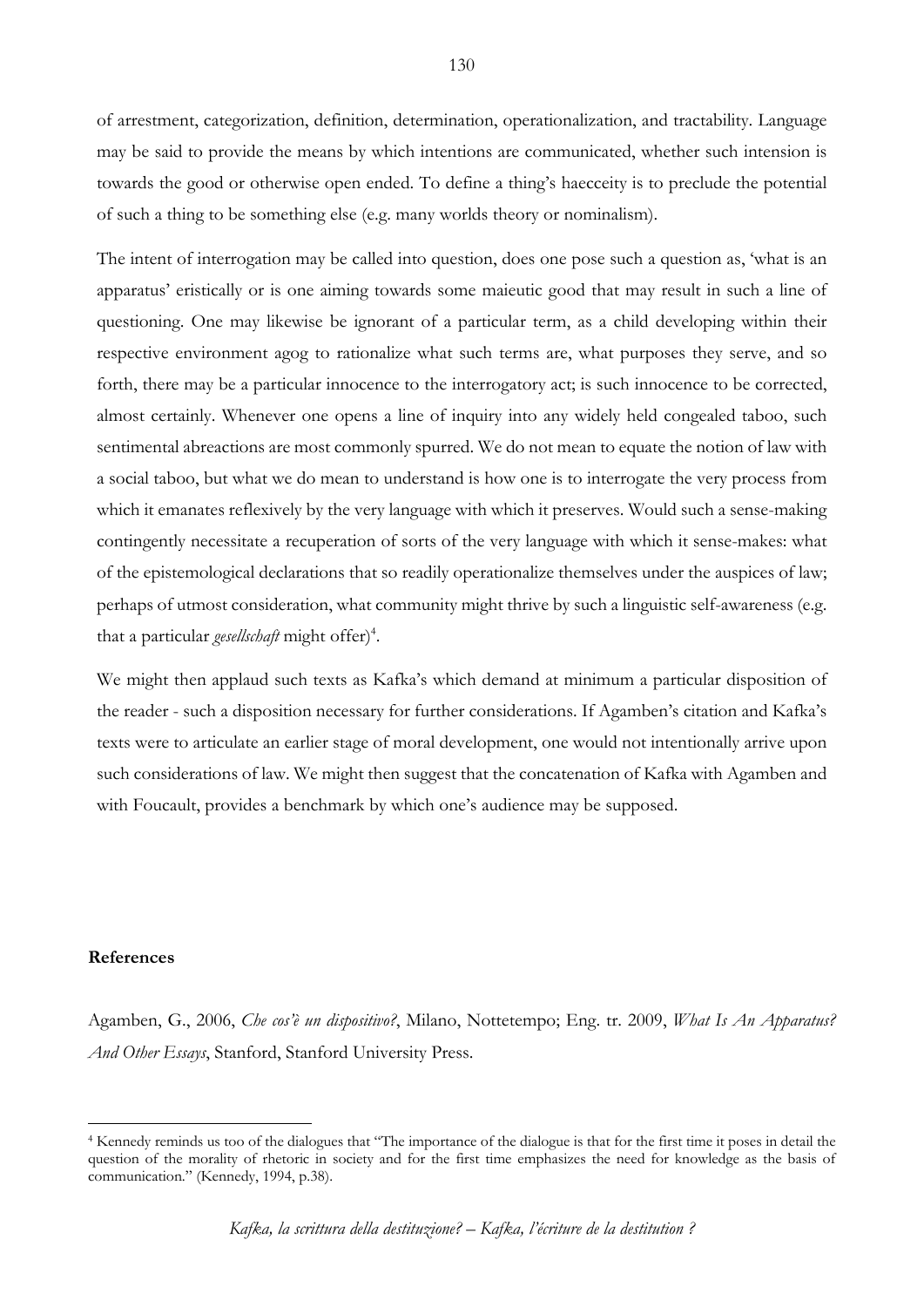of arrestment, categorization, definition, determination, operationalization, and tractability. Language may be said to provide the means by which intentions are communicated, whether such intension is towards the good or otherwise open ended. To define a thing's haecceity is to preclude the potential of such a thing to be something else (e.g. many worlds theory or nominalism).

The intent of interrogation may be called into question, does one pose such a question as, 'what is an apparatus' eristically or is one aiming towards some maieutic good that may result in such a line of questioning. One may likewise be ignorant of a particular term, as a child developing within their respective environment agog to rationalize what such terms are, what purposes they serve, and so forth, there may be a particular innocence to the interrogatory act; is such innocence to be corrected, almost certainly. Whenever one opens a line of inquiry into any widely held congealed taboo, such sentimental abreactions are most commonly spurred. We do not mean to equate the notion of law with a social taboo, but what we do mean to understand is how one is to interrogate the very process from which it emanates reflexively by the very language with which it preserves. Would such a sense-making contingently necessitate a recuperation of sorts of the very language with which it sense-makes: what of the epistemological declarations that so readily operationalize themselves under the auspices of law; perhaps of utmost consideration, what community might thrive by such a linguistic self-awareness (e.g. that a particular *gesellschaft* might offer)[4].

We might then applaud such texts as Kafka's which demand at minimum a particular disposition of the reader - such a disposition necessary for further considerations. If Agamben's citation and Kafka's texts were to articulate an earlier stage of moral development, one would not intentionally arrive upon such considerations of law. We might then suggest that the concatenation of Kafka with Agamben and with Foucault, provides a benchmark by which one's audience may be supposed.

**References**

Agamben, G., 2006, *Che cos'è un dispositivo?*, Milano, Nottetempo; Eng. tr. 2009, *What Is An Apparatus? And Other Essays*, Stanford, Stanford University Press.

[4] Kennedy reminds us too of the dialogues that "The importance of the dialogue is that for the first time it poses in detail the question of the morality of rhetoric in society and for the first time emphasizes the need for knowledge as the basis of communication." (Kennedy, 1994, p.38).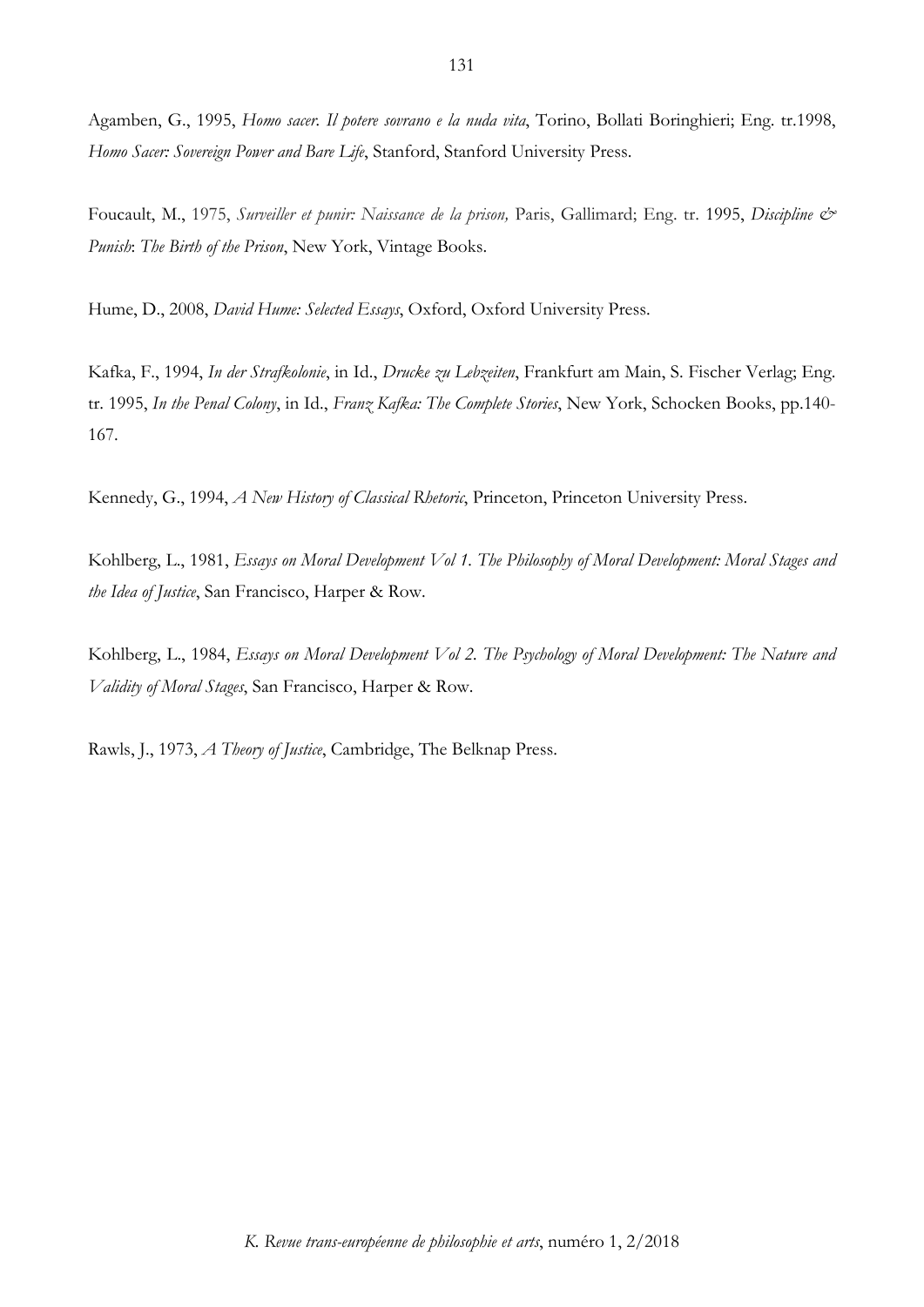Agamben, G., 1995, *Homo sacer. Il potere sovrano e la nuda vita*, Torino, Bollati Boringhieri; Eng. tr.1998, *Homo Sacer: Sovereign Power and Bare Life*, Stanford, Stanford University Press.

Foucault, M., 1975, *Surveiller et punir: Naissance de la prison,* Paris, Gallimard; Eng. tr. 1995, *Discipline & Punish*: *The Birth of the Prison*, New York, Vintage Books.

Hume, D., 2008, *David Hume: Selected Essays*, Oxford, Oxford University Press.

Kafka, F., 1994, *In der Strafkolonie*, in Id., *Drucke zu Lebzeiten*, Frankfurt am Main, S. Fischer Verlag; Eng. tr. 1995, *In the Penal Colony*, in Id., *Franz Kafka: The Complete Stories*, New York, Schocken Books, pp.140-167.

Kennedy, G., 1994, *A New History of Classical Rhetoric*, Princeton, Princeton University Press.

Kohlberg, L., 1981, *Essays on Moral Development Vol 1. The Philosophy of Moral Development: Moral Stages and the Idea of Justice*, San Francisco, Harper & Row.

Kohlberg, L., 1984, *Essays on Moral Development Vol 2. The Psychology of Moral Development: The Nature and Validity of Moral Stages*, San Francisco, Harper & Row.

Rawls, J., 1973, *A Theory of Justice*, Cambridge, The Belknap Press.